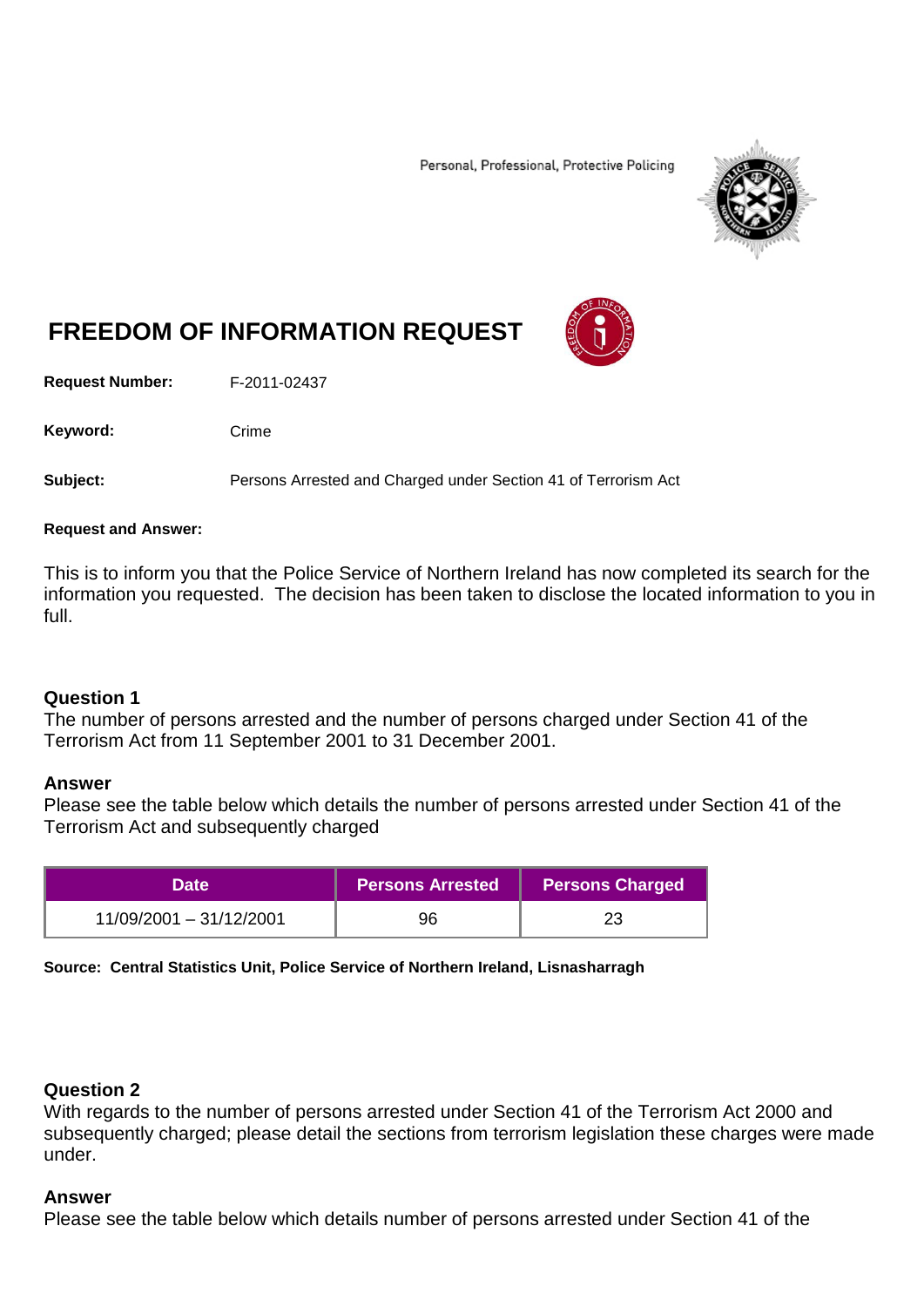Personal, Professional, Protective Policing

# FREEDOM OF INFORMATION REQUEST

**Request Number:** F-2011-02437

**Keyword:** Crime

**Subject:** Persons Arrested and Charged under Section 41 of Terrorism Act

**Request and Answer:**

This is to inform you that the Police Service of Northern Ireland has now completed its search for the information you requested. The decision has been taken to disclose the located information to you in full.

### Question 1

The number of persons arrested and the number of persons charged under Section 41 of the Terrorism Act from 11 September 2001 to 31 December 2001.

### Answer

Please see the table below which details the number of persons arrested under Section 41 of the Terrorism Act and subsequently charged

| Date | Persons Arrested | Persons Charged |
|---|---|---|
| 11/09/2001 – 31/12/2001 | 96 | 23 |

**Source: Central Statistics Unit, Police Service of Northern Ireland, Lisnasharragh**

### Question 2

With regards to the number of persons arrested under Section 41 of the Terrorism Act 2000 and subsequently charged; please detail the sections from terrorism legislation these charges were made under.

### Answer

Please see the table below which details number of persons arrested under Section 41 of the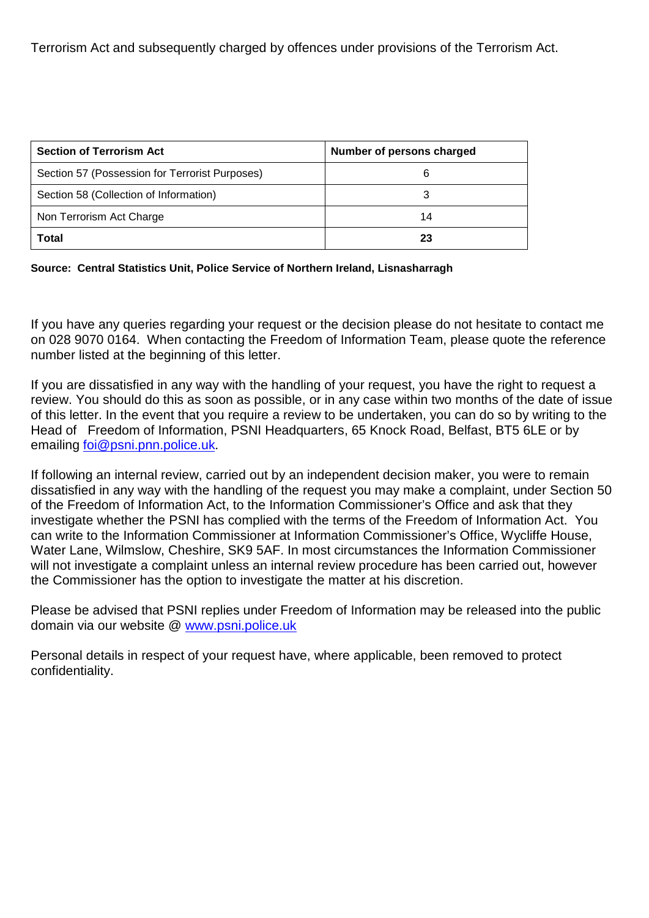Terrorism Act and subsequently charged by offences under provisions of the Terrorism Act.

| Section of Terrorism Act | Number of persons charged |
|---|---|
| Section 57 (Possession for Terrorist Purposes) | 6 |
| Section 58 (Collection of Information) | 3 |
| Non Terrorism Act Charge | 14 |
| **Total** | **23** |

**Source: Central Statistics Unit, Police Service of Northern Ireland, Lisnasharragh**

If you have any queries regarding your request or the decision please do not hesitate to contact me on 028 9070 0164. When contacting the Freedom of Information Team, please quote the reference number listed at the beginning of this letter.

If you are dissatisfied in any way with the handling of your request, you have the right to request a review. You should do this as soon as possible, or in any case within two months of the date of issue of this letter. In the event that you require a review to be undertaken, you can do so by writing to the Head of Freedom of Information, PSNI Headquarters, 65 Knock Road, Belfast, BT5 6LE or by emailing foi@psni.pnn.police.uk.

If following an internal review, carried out by an independent decision maker, you were to remain dissatisfied in any way with the handling of the request you may make a complaint, under Section 50 of the Freedom of Information Act, to the Information Commissioner's Office and ask that they investigate whether the PSNI has complied with the terms of the Freedom of Information Act. You can write to the Information Commissioner at Information Commissioner's Office, Wycliffe House, Water Lane, Wilmslow, Cheshire, SK9 5AF. In most circumstances the Information Commissioner will not investigate a complaint unless an internal review procedure has been carried out, however the Commissioner has the option to investigate the matter at his discretion.

Please be advised that PSNI replies under Freedom of Information may be released into the public domain via our website @ www.psni.police.uk

Personal details in respect of your request have, where applicable, been removed to protect confidentiality.